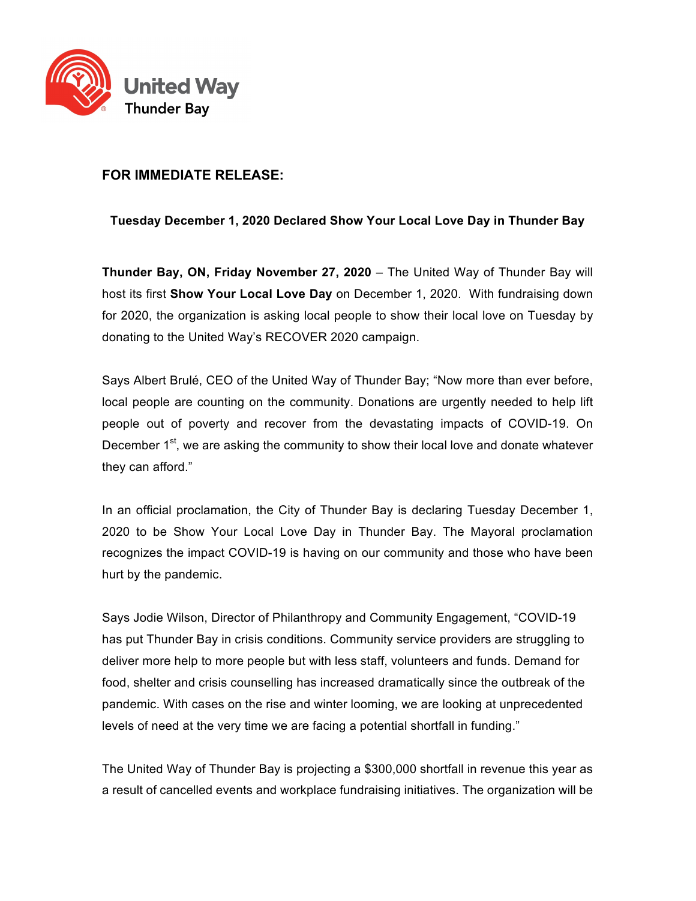United Way
Thunder Bay

**FOR IMMEDIATE RELEASE:**

**Tuesday December 1, 2020 Declared Show Your Local Love Day in Thunder Bay**

**Thunder Bay, ON, Friday November 27, 2020** – The United Way of Thunder Bay will host its first **Show Your Local Love Day** on December 1, 2020. With fundraising down for 2020, the organization is asking local people to show their local love on Tuesday by donating to the United Way's RECOVER 2020 campaign.

Says Albert Brulé, CEO of the United Way of Thunder Bay; "Now more than ever before, local people are counting on the community. Donations are urgently needed to help lift people out of poverty and recover from the devastating impacts of COVID-19. On December 1st, we are asking the community to show their local love and donate whatever they can afford."

In an official proclamation, the City of Thunder Bay is declaring Tuesday December 1, 2020 to be Show Your Local Love Day in Thunder Bay. The Mayoral proclamation recognizes the impact COVID-19 is having on our community and those who have been hurt by the pandemic.

Says Jodie Wilson, Director of Philanthropy and Community Engagement, "COVID-19 has put Thunder Bay in crisis conditions. Community service providers are struggling to deliver more help to more people but with less staff, volunteers and funds. Demand for food, shelter and crisis counselling has increased dramatically since the outbreak of the pandemic. With cases on the rise and winter looming, we are looking at unprecedented levels of need at the very time we are facing a potential shortfall in funding."

The United Way of Thunder Bay is projecting a $300,000 shortfall in revenue this year as a result of cancelled events and workplace fundraising initiatives. The organization will be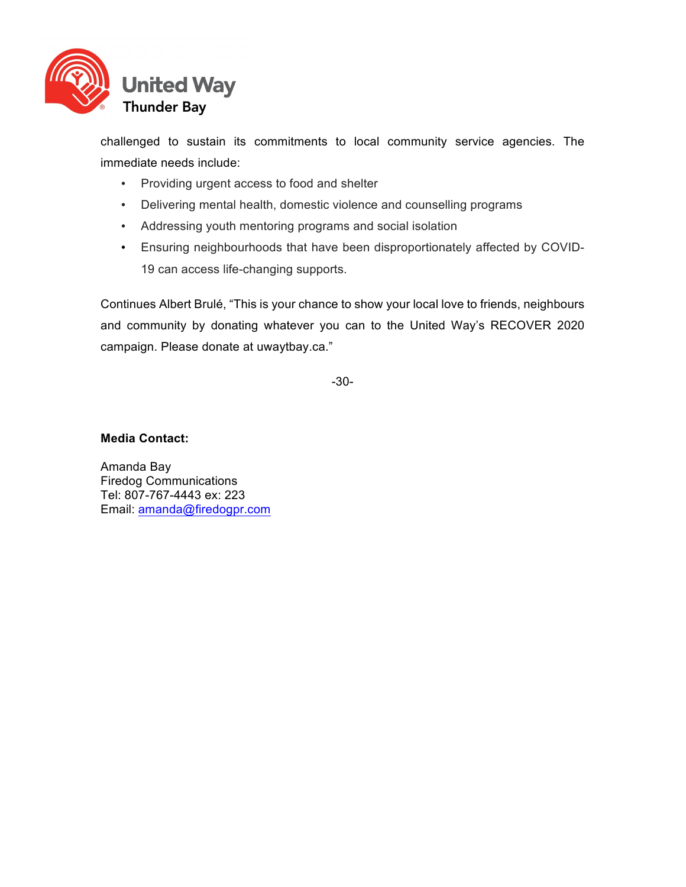challenged to sustain its commitments to local community service agencies. The immediate needs include:

- Providing urgent access to food and shelter
- Delivering mental health, domestic violence and counselling programs
- Addressing youth mentoring programs and social isolation
- Ensuring neighbourhoods that have been disproportionately affected by COVID-19 can access life-changing supports.

Continues Albert Brulé, “This is your chance to show your local love to friends, neighbours and community by donating whatever you can to the United Way’s RECOVER 2020 campaign. Please donate at uwaytbay.ca.”

-30-

**Media Contact:**

Amanda Bay
Firedog Communications
Tel: 807-767-4443 ex: 223
Email: amanda@firedogpr.com